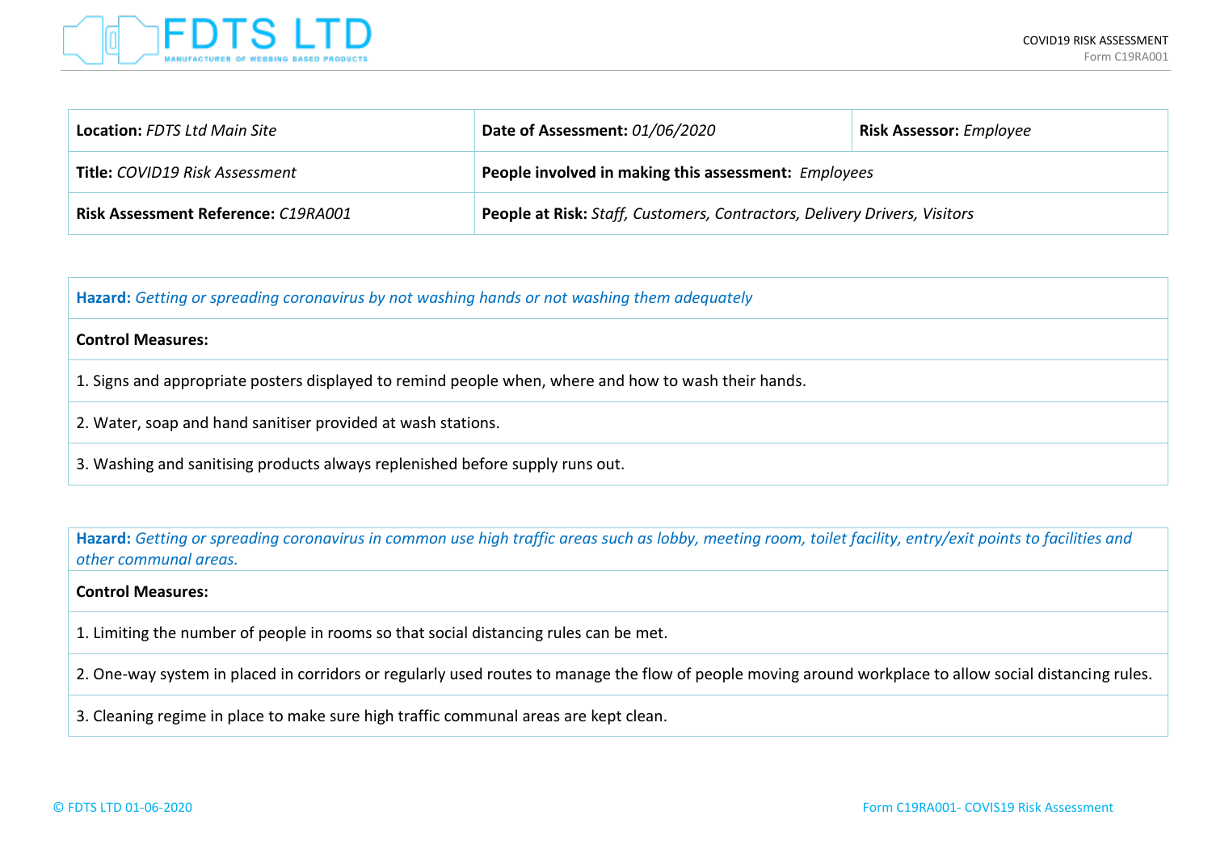# FDTS LTD

MANUFACTURER OF WEBBING BASED PRODUCTS

COVID19 RISK ASSESSMENT
Form C19RA001

| **Location:** *FDTS Ltd Main Site* | **Date of Assessment:** *01/06/2020* | **Risk Assessor:** *Employee* |
|---|---|---|
| **Title:** *COVID19 Risk Assessment* | **People involved in making this assessment:** *Employees* | |
| **Risk Assessment Reference:** *C19RA001* | **People at Risk:** *Staff, Customers, Contractors, Delivery Drivers, Visitors* | |

| **Hazard:** *Getting or spreading coronavirus by not washing hands or not washing them adequately* |
|---|
| **Control Measures:** |
| 1. Signs and appropriate posters displayed to remind people when, where and how to wash their hands. |
| 2. Water, soap and hand sanitiser provided at wash stations. |
| 3. Washing and sanitising products always replenished before supply runs out. |

| **Hazard:** *Getting or spreading coronavirus in common use high traffic areas such as lobby, meeting room, toilet facility, entry/exit points to facilities and other communal areas.* |
|---|
| **Control Measures:** |
| 1. Limiting the number of people in rooms so that social distancing rules can be met. |
| 2. One-way system in placed in corridors or regularly used routes to manage the flow of people moving around workplace to allow social distancing rules. |
| 3. Cleaning regime in place to make sure high traffic communal areas are kept clean. |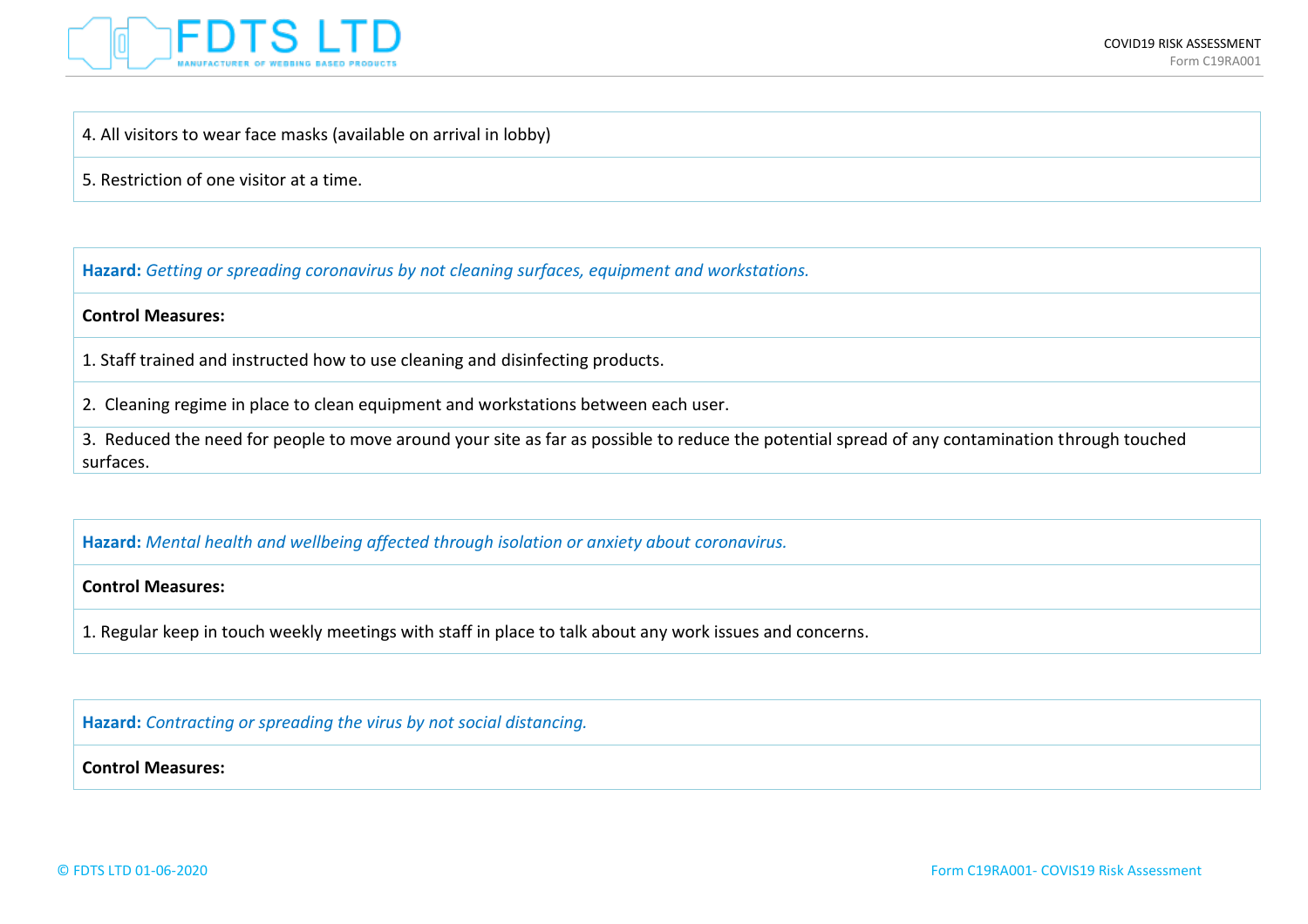4. All visitors to wear face masks (available on arrival in lobby)

5. Restriction of one visitor at a time.

**Hazard:** *Getting or spreading coronavirus by not cleaning surfaces, equipment and workstations.*

**Control Measures:**

1. Staff trained and instructed how to use cleaning and disinfecting products.

2. Cleaning regime in place to clean equipment and workstations between each user.

3. Reduced the need for people to move around your site as far as possible to reduce the potential spread of any contamination through touched surfaces.

**Hazard:** *Mental health and wellbeing affected through isolation or anxiety about coronavirus.*

**Control Measures:**

1. Regular keep in touch weekly meetings with staff in place to talk about any work issues and concerns.

**Hazard:** *Contracting or spreading the virus by not social distancing.*

**Control Measures:**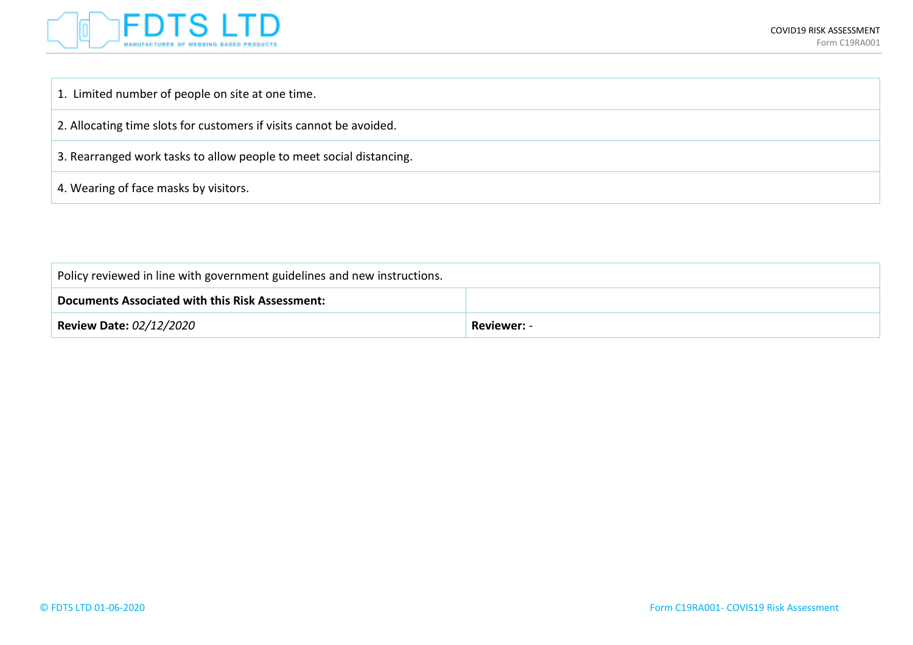| |
|---|
| 1. Limited number of people on site at one time. |
| 2. Allocating time slots for customers if visits cannot be avoided. |
| 3. Rearranged work tasks to allow people to meet social distancing. |
| 4. Wearing of face masks by visitors. |

| | |
|---|---|
| Policy reviewed in line with government guidelines and new instructions. | |
| **Documents Associated with this Risk Assessment:** | |
| **Review Date:** *02/12/2020* | **Reviewer:** - |